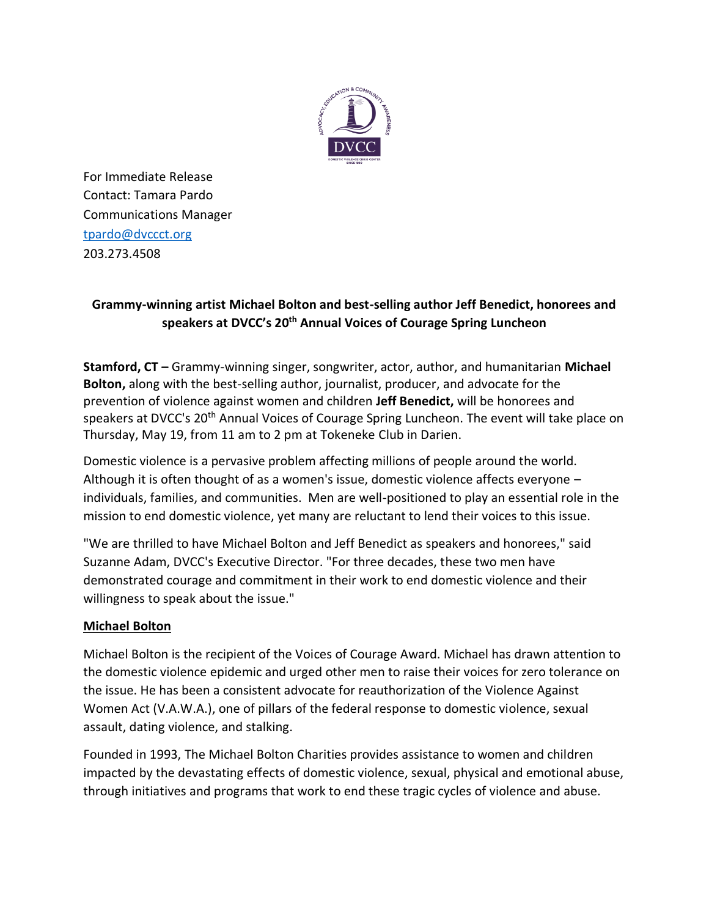For Immediate Release
Contact: Tamara Pardo
Communications Manager
tpardo@dvccct.org
203.273.4508

**Grammy-winning artist Michael Bolton and best-selling author Jeff Benedict, honorees and speakers at DVCC's 20th Annual Voices of Courage Spring Luncheon**

**Stamford, CT –** Grammy-winning singer, songwriter, actor, author, and humanitarian **Michael Bolton,** along with the best-selling author, journalist, producer, and advocate for the prevention of violence against women and children **Jeff Benedict,** will be honorees and speakers at DVCC's 20th Annual Voices of Courage Spring Luncheon. The event will take place on Thursday, May 19, from 11 am to 2 pm at Tokeneke Club in Darien.

Domestic violence is a pervasive problem affecting millions of people around the world. Although it is often thought of as a women's issue, domestic violence affects everyone – individuals, families, and communities. Men are well-positioned to play an essential role in the mission to end domestic violence, yet many are reluctant to lend their voices to this issue.

"We are thrilled to have Michael Bolton and Jeff Benedict as speakers and honorees," said Suzanne Adam, DVCC's Executive Director. "For three decades, these two men have demonstrated courage and commitment in their work to end domestic violence and their willingness to speak about the issue."

**Michael Bolton**

Michael Bolton is the recipient of the Voices of Courage Award. Michael has drawn attention to the domestic violence epidemic and urged other men to raise their voices for zero tolerance on the issue. He has been a consistent advocate for reauthorization of the Violence Against Women Act (V.A.W.A.), one of pillars of the federal response to domestic violence, sexual assault, dating violence, and stalking.

Founded in 1993, The Michael Bolton Charities provides assistance to women and children impacted by the devastating effects of domestic violence, sexual, physical and emotional abuse, through initiatives and programs that work to end these tragic cycles of violence and abuse.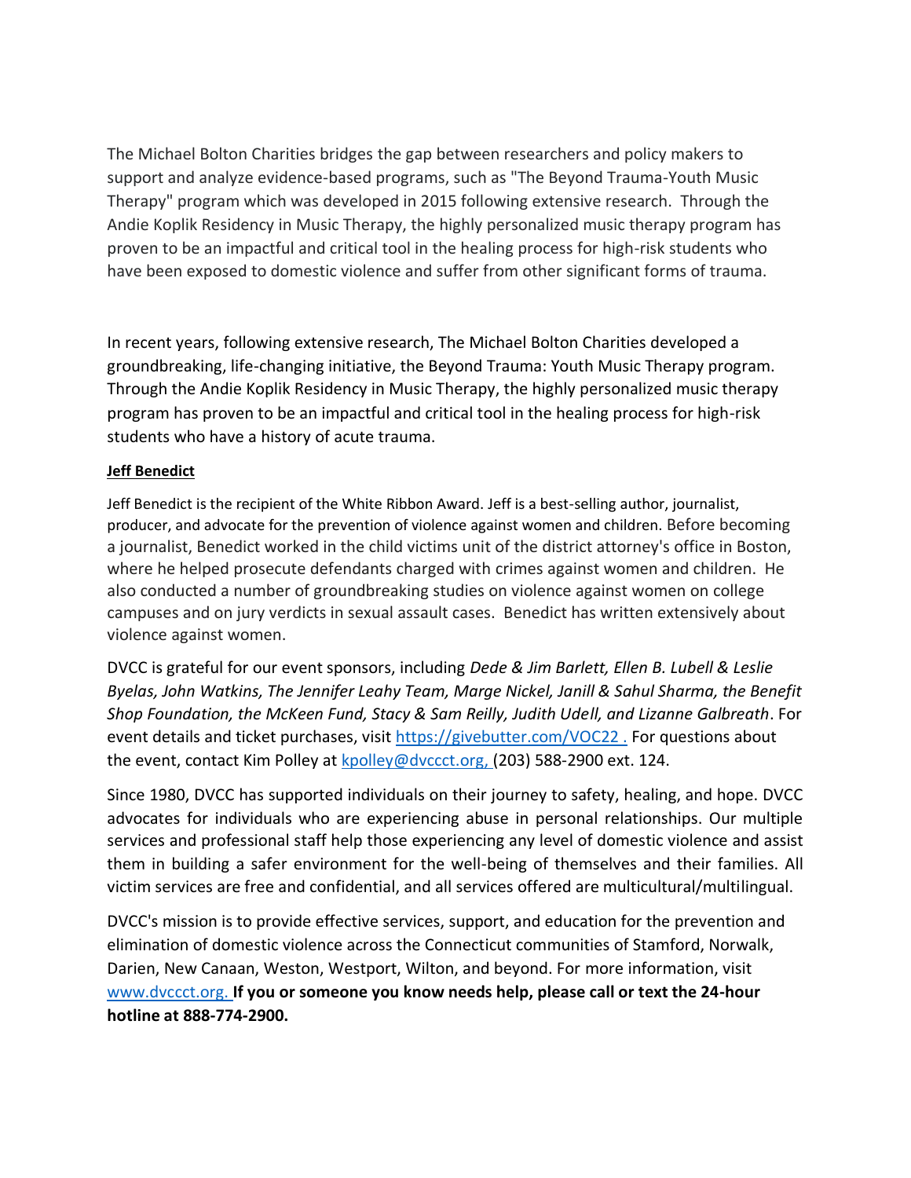The Michael Bolton Charities bridges the gap between researchers and policy makers to support and analyze evidence-based programs, such as "The Beyond Trauma-Youth Music Therapy" program which was developed in 2015 following extensive research. Through the Andie Koplik Residency in Music Therapy, the highly personalized music therapy program has proven to be an impactful and critical tool in the healing process for high-risk students who have been exposed to domestic violence and suffer from other significant forms of trauma.

In recent years, following extensive research, The Michael Bolton Charities developed a groundbreaking, life-changing initiative, the Beyond Trauma: Youth Music Therapy program. Through the Andie Koplik Residency in Music Therapy, the highly personalized music therapy program has proven to be an impactful and critical tool in the healing process for high-risk students who have a history of acute trauma.

**Jeff Benedict**

Jeff Benedict is the recipient of the White Ribbon Award. Jeff is a best-selling author, journalist, producer, and advocate for the prevention of violence against women and children. Before becoming a journalist, Benedict worked in the child victims unit of the district attorney's office in Boston, where he helped prosecute defendants charged with crimes against women and children. He also conducted a number of groundbreaking studies on violence against women on college campuses and on jury verdicts in sexual assault cases. Benedict has written extensively about violence against women.

DVCC is grateful for our event sponsors, including *Dede & Jim Barlett, Ellen B. Lubell & Leslie Byelas, John Watkins, The Jennifer Leahy Team, Marge Nickel, Janill & Sahul Sharma, the Benefit Shop Foundation, the McKeen Fund, Stacy & Sam Reilly, Judith Udell, and Lizanne Galbreath*. For event details and ticket purchases, visit https://givebutter.com/VOC22 . For questions about the event, contact Kim Polley at kpolley@dvccct.org, (203) 588-2900 ext. 124.

Since 1980, DVCC has supported individuals on their journey to safety, healing, and hope. DVCC advocates for individuals who are experiencing abuse in personal relationships. Our multiple services and professional staff help those experiencing any level of domestic violence and assist them in building a safer environment for the well-being of themselves and their families. All victim services are free and confidential, and all services offered are multicultural/multilingual.

DVCC's mission is to provide effective services, support, and education for the prevention and elimination of domestic violence across the Connecticut communities of Stamford, Norwalk, Darien, New Canaan, Weston, Westport, Wilton, and beyond. For more information, visit www.dvccct.org. **If you or someone you know needs help, please call or text the 24-hour hotline at 888-774-2900.**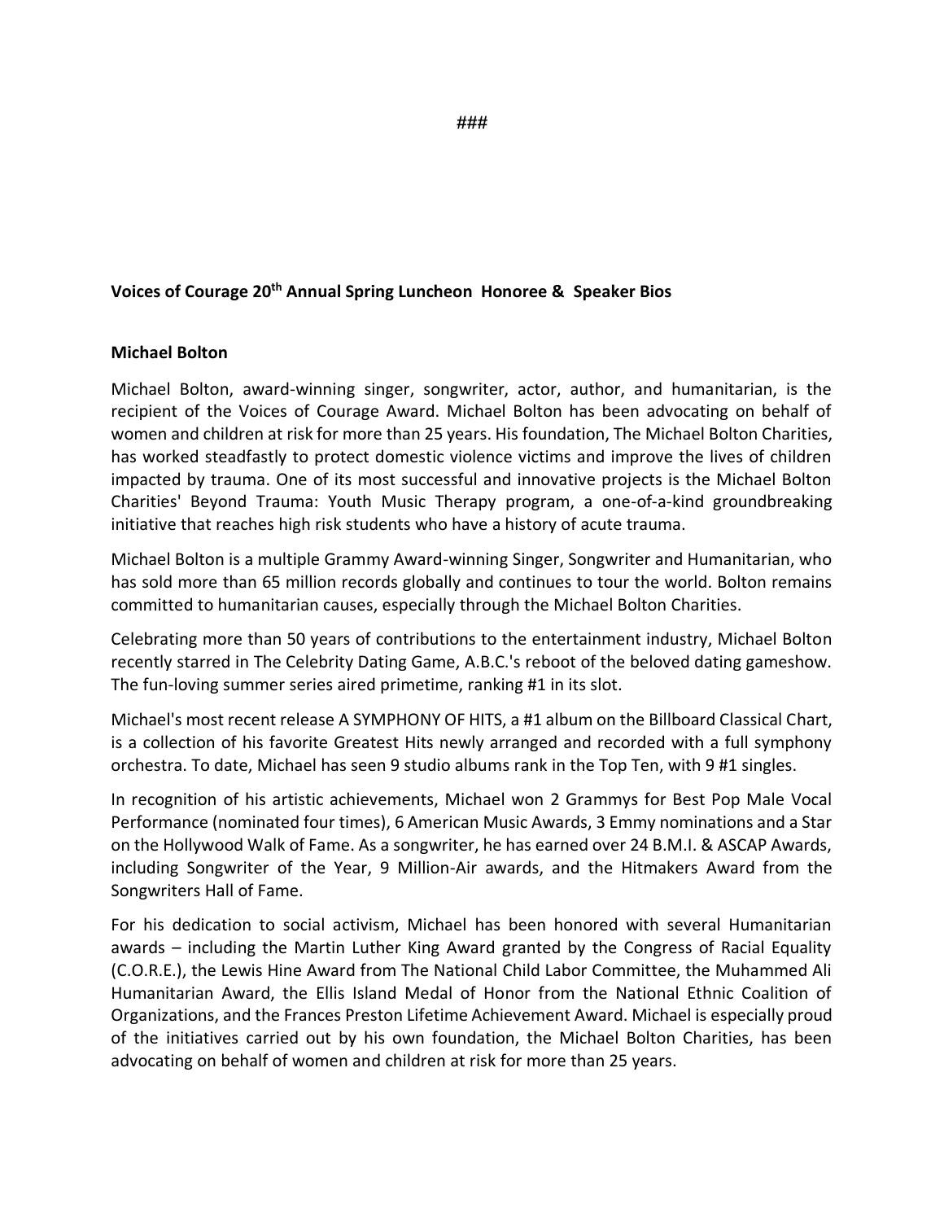###

**Voices of Courage 20th Annual Spring Luncheon Honoree & Speaker Bios**

**Michael Bolton**

Michael Bolton, award-winning singer, songwriter, actor, author, and humanitarian, is the recipient of the Voices of Courage Award. Michael Bolton has been advocating on behalf of women and children at risk for more than 25 years. His foundation, The Michael Bolton Charities, has worked steadfastly to protect domestic violence victims and improve the lives of children impacted by trauma. One of its most successful and innovative projects is the Michael Bolton Charities' Beyond Trauma: Youth Music Therapy program, a one-of-a-kind groundbreaking initiative that reaches high risk students who have a history of acute trauma.

Michael Bolton is a multiple Grammy Award-winning Singer, Songwriter and Humanitarian, who has sold more than 65 million records globally and continues to tour the world. Bolton remains committed to humanitarian causes, especially through the Michael Bolton Charities.

Celebrating more than 50 years of contributions to the entertainment industry, Michael Bolton recently starred in The Celebrity Dating Game, A.B.C.'s reboot of the beloved dating gameshow. The fun-loving summer series aired primetime, ranking #1 in its slot.

Michael's most recent release A SYMPHONY OF HITS, a #1 album on the Billboard Classical Chart, is a collection of his favorite Greatest Hits newly arranged and recorded with a full symphony orchestra. To date, Michael has seen 9 studio albums rank in the Top Ten, with 9 #1 singles.

In recognition of his artistic achievements, Michael won 2 Grammys for Best Pop Male Vocal Performance (nominated four times), 6 American Music Awards, 3 Emmy nominations and a Star on the Hollywood Walk of Fame. As a songwriter, he has earned over 24 B.M.I. & ASCAP Awards, including Songwriter of the Year, 9 Million-Air awards, and the Hitmakers Award from the Songwriters Hall of Fame.

For his dedication to social activism, Michael has been honored with several Humanitarian awards – including the Martin Luther King Award granted by the Congress of Racial Equality (C.O.R.E.), the Lewis Hine Award from The National Child Labor Committee, the Muhammed Ali Humanitarian Award, the Ellis Island Medal of Honor from the National Ethnic Coalition of Organizations, and the Frances Preston Lifetime Achievement Award. Michael is especially proud of the initiatives carried out by his own foundation, the Michael Bolton Charities, has been advocating on behalf of women and children at risk for more than 25 years.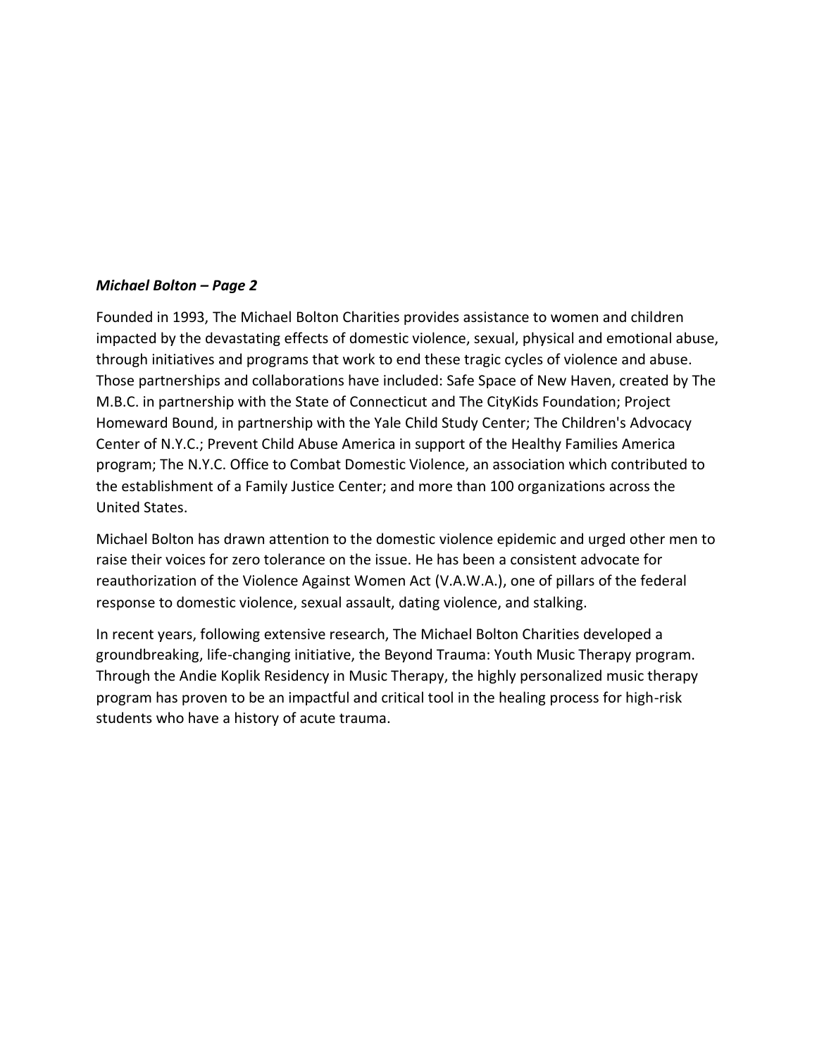***Michael Bolton – Page 2***

Founded in 1993, The Michael Bolton Charities provides assistance to women and children impacted by the devastating effects of domestic violence, sexual, physical and emotional abuse, through initiatives and programs that work to end these tragic cycles of violence and abuse. Those partnerships and collaborations have included: Safe Space of New Haven, created by The M.B.C. in partnership with the State of Connecticut and The CityKids Foundation; Project Homeward Bound, in partnership with the Yale Child Study Center; The Children's Advocacy Center of N.Y.C.; Prevent Child Abuse America in support of the Healthy Families America program; The N.Y.C. Office to Combat Domestic Violence, an association which contributed to the establishment of a Family Justice Center; and more than 100 organizations across the United States.

Michael Bolton has drawn attention to the domestic violence epidemic and urged other men to raise their voices for zero tolerance on the issue. He has been a consistent advocate for reauthorization of the Violence Against Women Act (V.A.W.A.), one of pillars of the federal response to domestic violence, sexual assault, dating violence, and stalking.

In recent years, following extensive research, The Michael Bolton Charities developed a groundbreaking, life-changing initiative, the Beyond Trauma: Youth Music Therapy program. Through the Andie Koplik Residency in Music Therapy, the highly personalized music therapy program has proven to be an impactful and critical tool in the healing process for high-risk students who have a history of acute trauma.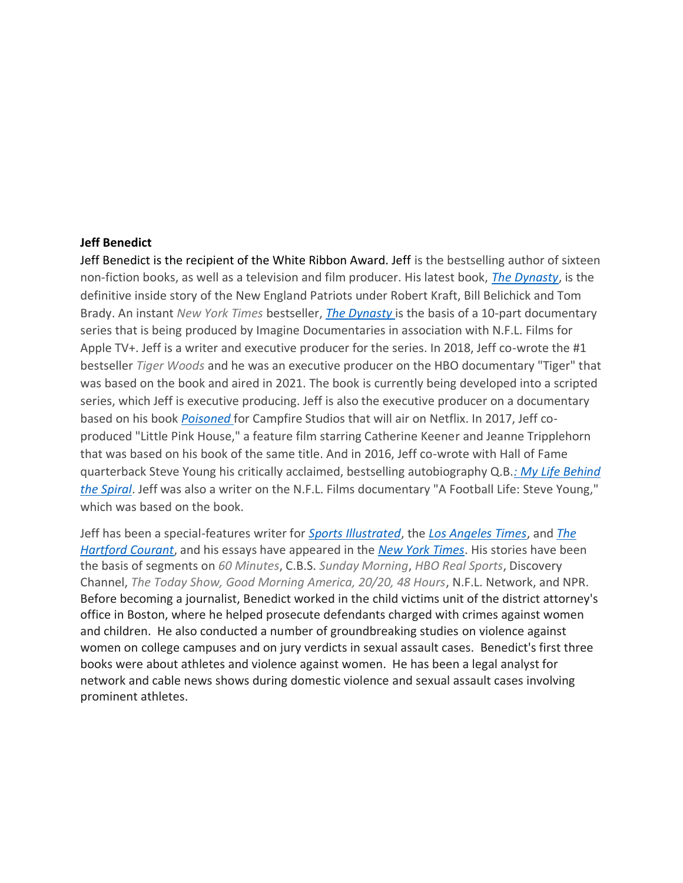**Jeff Benedict**

Jeff Benedict is the recipient of the White Ribbon Award. Jeff is the bestselling author of sixteen non-fiction books, as well as a television and film producer. His latest book, *The Dynasty*, is the definitive inside story of the New England Patriots under Robert Kraft, Bill Belichick and Tom Brady. An instant *New York Times* bestseller, *The Dynasty* is the basis of a 10-part documentary series that is being produced by Imagine Documentaries in association with N.F.L. Films for Apple TV+. Jeff is a writer and executive producer for the series. In 2018, Jeff co-wrote the #1 bestseller *Tiger Woods* and he was an executive producer on the HBO documentary "Tiger" that was based on the book and aired in 2021. The book is currently being developed into a scripted series, which Jeff is executive producing. Jeff is also the executive producer on a documentary based on his book *Poisoned* for Campfire Studios that will air on Netflix. In 2017, Jeff co-produced "Little Pink House," a feature film starring Catherine Keener and Jeanne Tripplehorn that was based on his book of the same title. And in 2016, Jeff co-wrote with Hall of Fame quarterback Steve Young his critically acclaimed, bestselling autobiography Q.B.*: My Life Behind the Spiral*. Jeff was also a writer on the N.F.L. Films documentary "A Football Life: Steve Young," which was based on the book.

Jeff has been a special-features writer for *Sports Illustrated*, the *Los Angeles Times*, and *The Hartford Courant*, and his essays have appeared in the *New York Times*. His stories have been the basis of segments on *60 Minutes*, C.B.S. *Sunday Morning*, *HBO Real Sports*, Discovery Channel, *The Today Show, Good Morning America, 20/20, 48 Hours*, N.F.L. Network, and NPR. Before becoming a journalist, Benedict worked in the child victims unit of the district attorney's office in Boston, where he helped prosecute defendants charged with crimes against women and children. He also conducted a number of groundbreaking studies on violence against women on college campuses and on jury verdicts in sexual assault cases. Benedict's first three books were about athletes and violence against women. He has been a legal analyst for network and cable news shows during domestic violence and sexual assault cases involving prominent athletes.